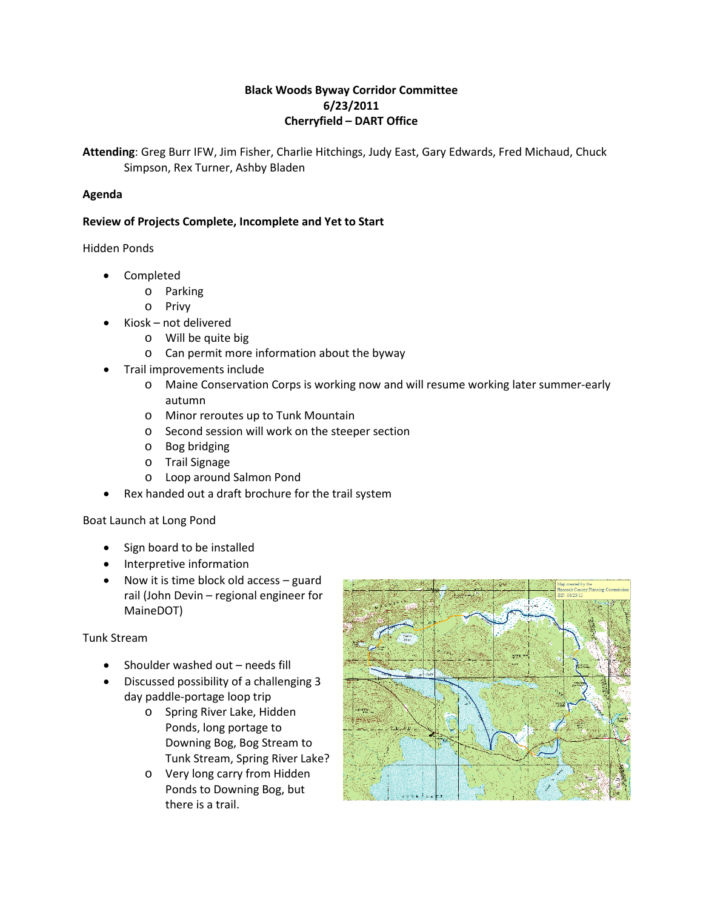**Black Woods Byway Corridor Committee**
**6/23/2011**
**Cherryfield – DART Office**

**Attending**: Greg Burr IFW, Jim Fisher, Charlie Hitchings, Judy East, Gary Edwards, Fred Michaud, Chuck Simpson, Rex Turner, Ashby Bladen

**Agenda**

**Review of Projects Complete, Incomplete and Yet to Start**

Hidden Ponds

- Completed
  - Parking
  - Privy
- Kiosk – not delivered
  - Will be quite big
  - Can permit more information about the byway
- Trail improvements include
  - Maine Conservation Corps is working now and will resume working later summer-early autumn
  - Minor reroutes up to Tunk Mountain
  - Second session will work on the steeper section
  - Bog bridging
  - Trail Signage
  - Loop around Salmon Pond
- Rex handed out a draft brochure for the trail system

Boat Launch at Long Pond

- Sign board to be installed
- Interpretive information
- Now it is time block old access – guard rail (John Devin – regional engineer for MaineDOT)

Tunk Stream

- Shoulder washed out – needs fill
- Discussed possibility of a challenging 3 day paddle-portage loop trip
  - Spring River Lake, Hidden Ponds, long portage to Downing Bog, Bog Stream to Tunk Stream, Spring River Lake?
  - Very long carry from Hidden Ponds to Downing Bog, but there is a trail.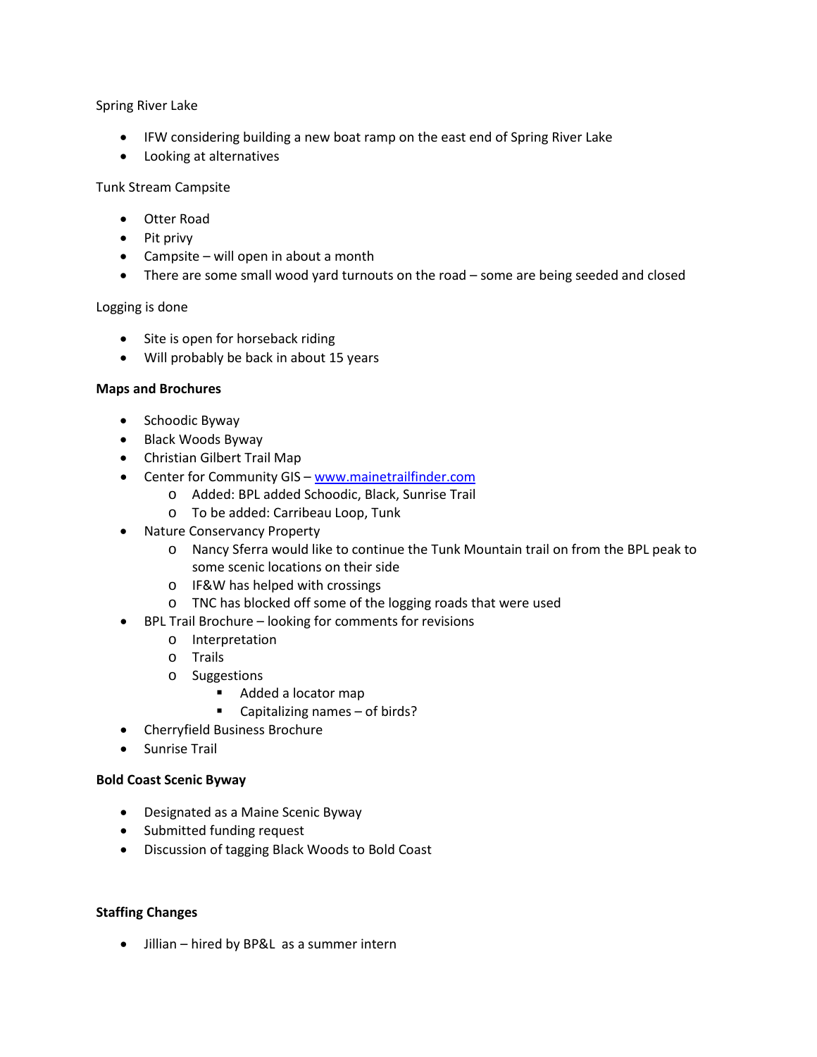Spring River Lake

- IFW considering building a new boat ramp on the east end of Spring River Lake
- Looking at alternatives

Tunk Stream Campsite

- Otter Road
- Pit privy
- Campsite – will open in about a month
- There are some small wood yard turnouts on the road – some are being seeded and closed

Logging is done

- Site is open for horseback riding
- Will probably be back in about 15 years

**Maps and Brochures**

- Schoodic Byway
- Black Woods Byway
- Christian Gilbert Trail Map
- Center for Community GIS – [www.mainetrailfinder.com](http://www.mainetrailfinder.com)
  - Added: BPL added Schoodic, Black, Sunrise Trail
  - To be added: Carribeau Loop, Tunk
- Nature Conservancy Property
  - Nancy Sferra would like to continue the Tunk Mountain trail on from the BPL peak to some scenic locations on their side
  - IF&W has helped with crossings
  - TNC has blocked off some of the logging roads that were used
- BPL Trail Brochure – looking for comments for revisions
  - Interpretation
  - Trails
  - Suggestions
    - Added a locator map
    - Capitalizing names – of birds?
- Cherryfield Business Brochure
- Sunrise Trail

**Bold Coast Scenic Byway**

- Designated as a Maine Scenic Byway
- Submitted funding request
- Discussion of tagging Black Woods to Bold Coast

**Staffing Changes**

- Jillian – hired by BP&L as a summer intern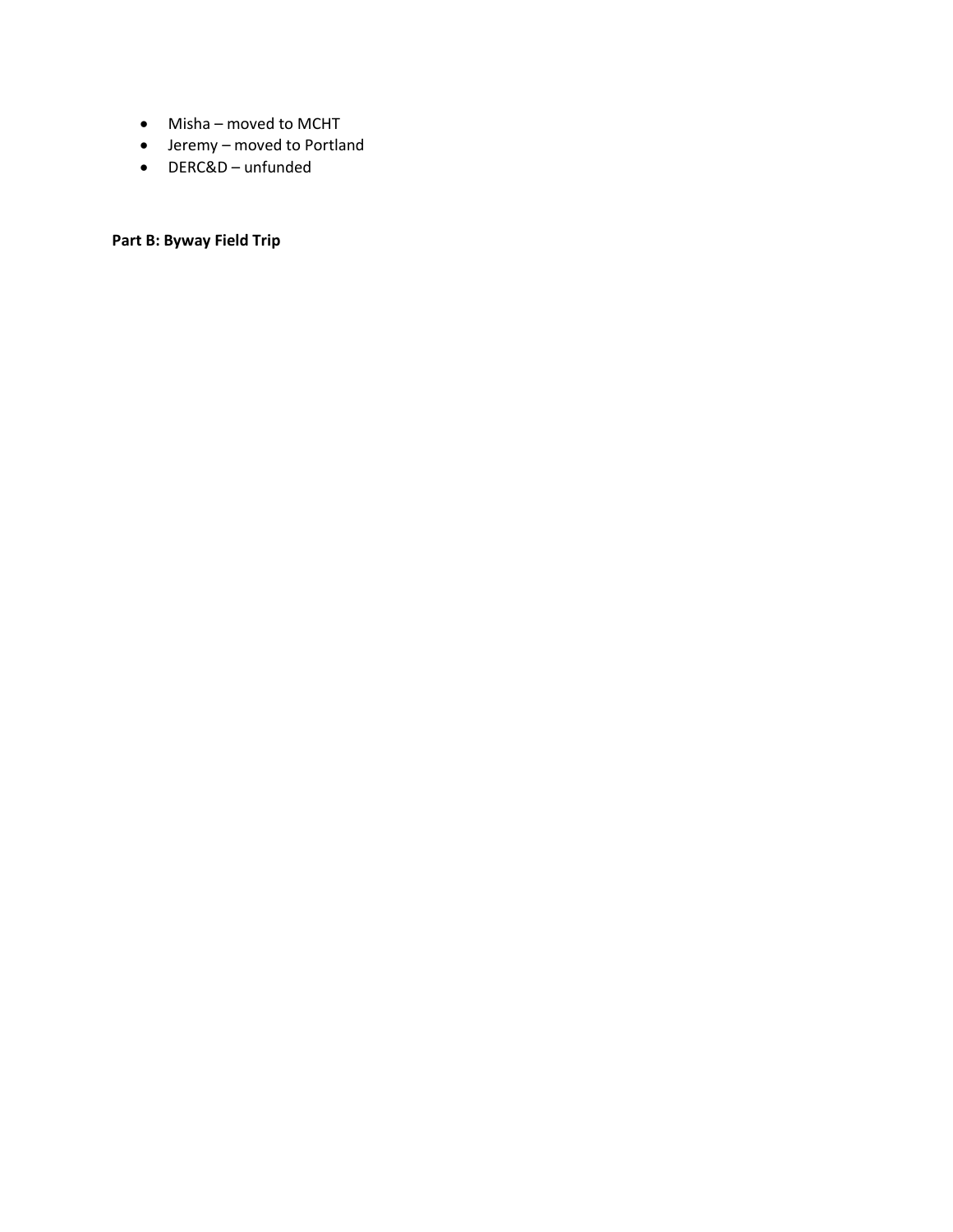- Misha – moved to MCHT
- Jeremy – moved to Portland
- DERC&D – unfunded

**Part B: Byway Field Trip**